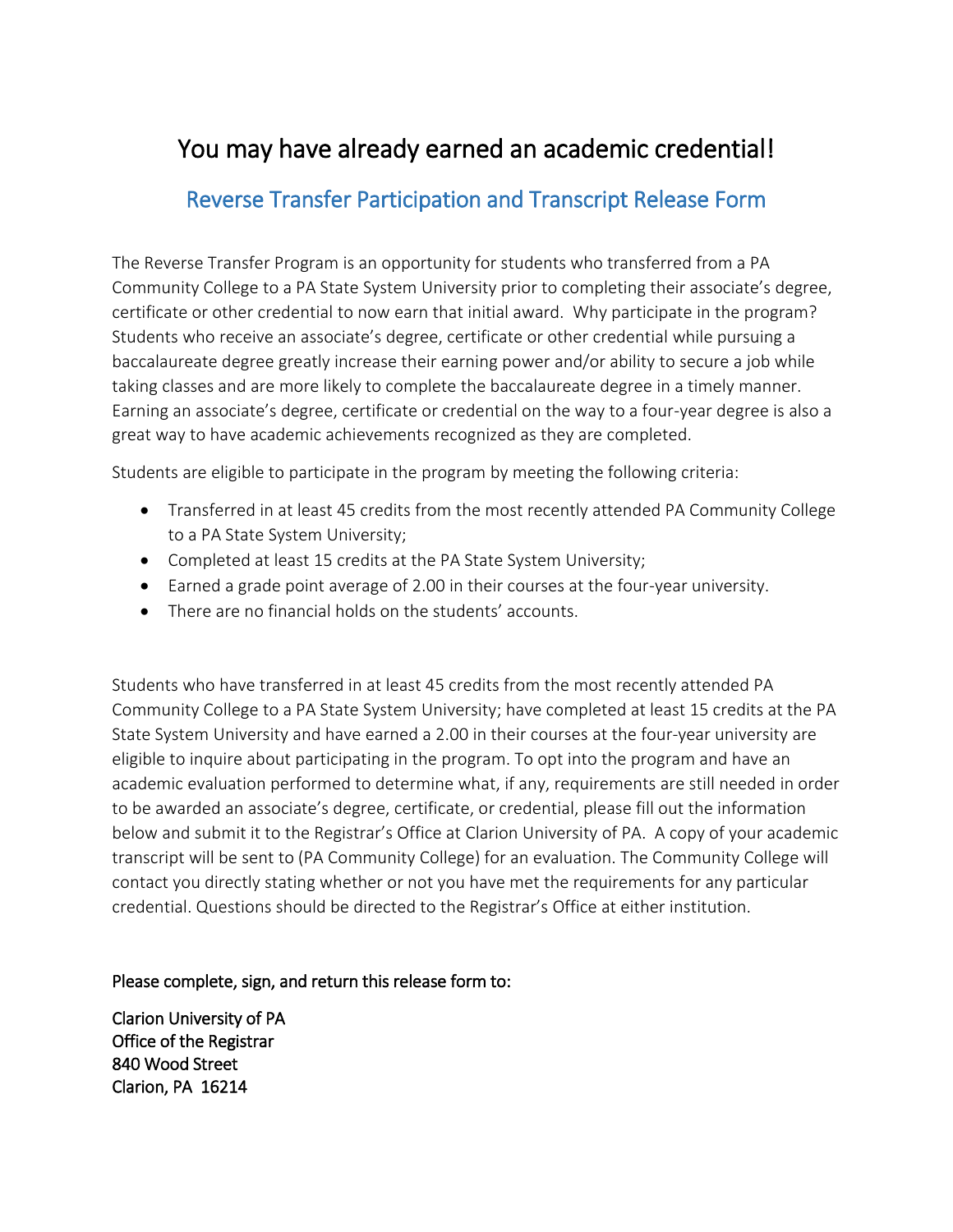# You may have already earned an academic credential!

## Reverse Transfer Participation and Transcript Release Form

The Reverse Transfer Program is an opportunity for students who transferred from a PA Community College to a PA State System University prior to completing their associate's degree, certificate or other credential to now earn that initial award. Why participate in the program? Students who receive an associate's degree, certificate or other credential while pursuing a baccalaureate degree greatly increase their earning power and/or ability to secure a job while taking classes and are more likely to complete the baccalaureate degree in a timely manner. Earning an associate's degree, certificate or credential on the way to a four-year degree is also a great way to have academic achievements recognized as they are completed.

Students are eligible to participate in the program by meeting the following criteria:

- Transferred in at least 45 credits from the most recently attended PA Community College to a PA State System University;
- Completed at least 15 credits at the PA State System University;
- Earned a grade point average of 2.00 in their courses at the four-year university.
- There are no financial holds on the students' accounts.

Students who have transferred in at least 45 credits from the most recently attended PA Community College to a PA State System University; have completed at least 15 credits at the PA State System University and have earned a 2.00 in their courses at the four-year university are eligible to inquire about participating in the program. To opt into the program and have an academic evaluation performed to determine what, if any, requirements are still needed in order to be awarded an associate's degree, certificate, or credential, please fill out the information below and submit it to the Registrar's Office at Clarion University of PA. A copy of your academic transcript will be sent to (PA Community College) for an evaluation. The Community College will contact you directly stating whether or not you have met the requirements for any particular credential. Questions should be directed to the Registrar's Office at either institution.

Please complete, sign, and return this release form to:

Clarion University of PA
Office of the Registrar
840 Wood Street
Clarion, PA 16214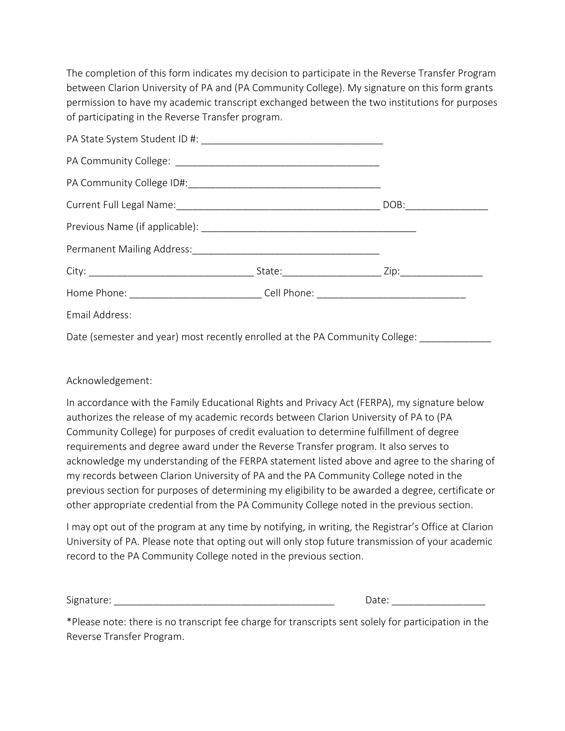The completion of this form indicates my decision to participate in the Reverse Transfer Program between Clarion University of PA and (PA Community College). My signature on this form grants permission to have my academic transcript exchanged between the two institutions for purposes of participating in the Reverse Transfer program.

PA State System Student ID #: ___________________________________

PA Community College: ______________________________________

PA Community College ID#:___________________________________

Current Full Legal Name:_____________________________________ DOB:_______________

Previous Name (if applicable): ________________________________________

Permanent Mailing Address:___________________________________

City: ______________________________ State:_________________ Zip:_______________

Home Phone: _______________________ Cell Phone: ___________________________

Email Address:

Date (semester and year) most recently enrolled at the PA Community College: _____________

Acknowledgement:

In accordance with the Family Educational Rights and Privacy Act (FERPA), my signature below authorizes the release of my academic records between Clarion University of PA to (PA Community College) for purposes of credit evaluation to determine fulfillment of degree requirements and degree award under the Reverse Transfer program. It also serves to acknowledge my understanding of the FERPA statement listed above and agree to the sharing of my records between Clarion University of PA and the PA Community College noted in the previous section for purposes of determining my eligibility to be awarded a degree, certificate or other appropriate credential from the PA Community College noted in the previous section.

I may opt out of the program at any time by notifying, in writing, the Registrar's Office at Clarion University of PA. Please note that opting out will only stop future transmission of your academic record to the PA Community College noted in the previous section.

Signature: ________________________________________ Date: _________________

*Please note: there is no transcript fee charge for transcripts sent solely for participation in the Reverse Transfer Program.